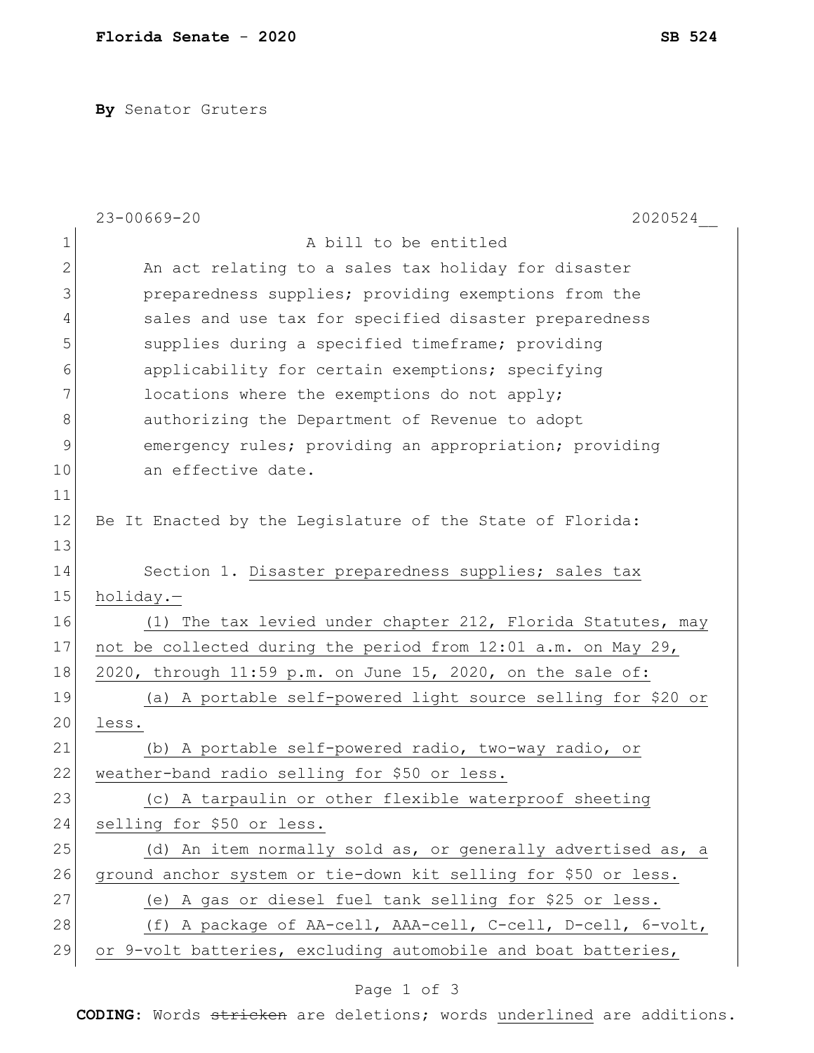**Florida Senate - 2020** **SB 524**

**By** Senator Gruters

23-00669-20 2020524__

A bill to be entitled

An act relating to a sales tax holiday for disaster preparedness supplies; providing exemptions from the sales and use tax for specified disaster preparedness supplies during a specified timeframe; providing applicability for certain exemptions; specifying locations where the exemptions do not apply; authorizing the Department of Revenue to adopt emergency rules; providing an appropriation; providing an effective date.

Be It Enacted by the Legislature of the State of Florida:

Section 1. Disaster preparedness supplies; sales tax holiday.—

(1) The tax levied under chapter 212, Florida Statutes, may not be collected during the period from 12:01 a.m. on May 29, 2020, through 11:59 p.m. on June 15, 2020, on the sale of:

(a) A portable self-powered light source selling for $20 or less.

(b) A portable self-powered radio, two-way radio, or weather-band radio selling for $50 or less.

(c) A tarpaulin or other flexible waterproof sheeting selling for $50 or less.

(d) An item normally sold as, or generally advertised as, a ground anchor system or tie-down kit selling for $50 or less.

(e) A gas or diesel fuel tank selling for $25 or less.

(f) A package of AA-cell, AAA-cell, C-cell, D-cell, 6-volt, or 9-volt batteries, excluding automobile and boat batteries,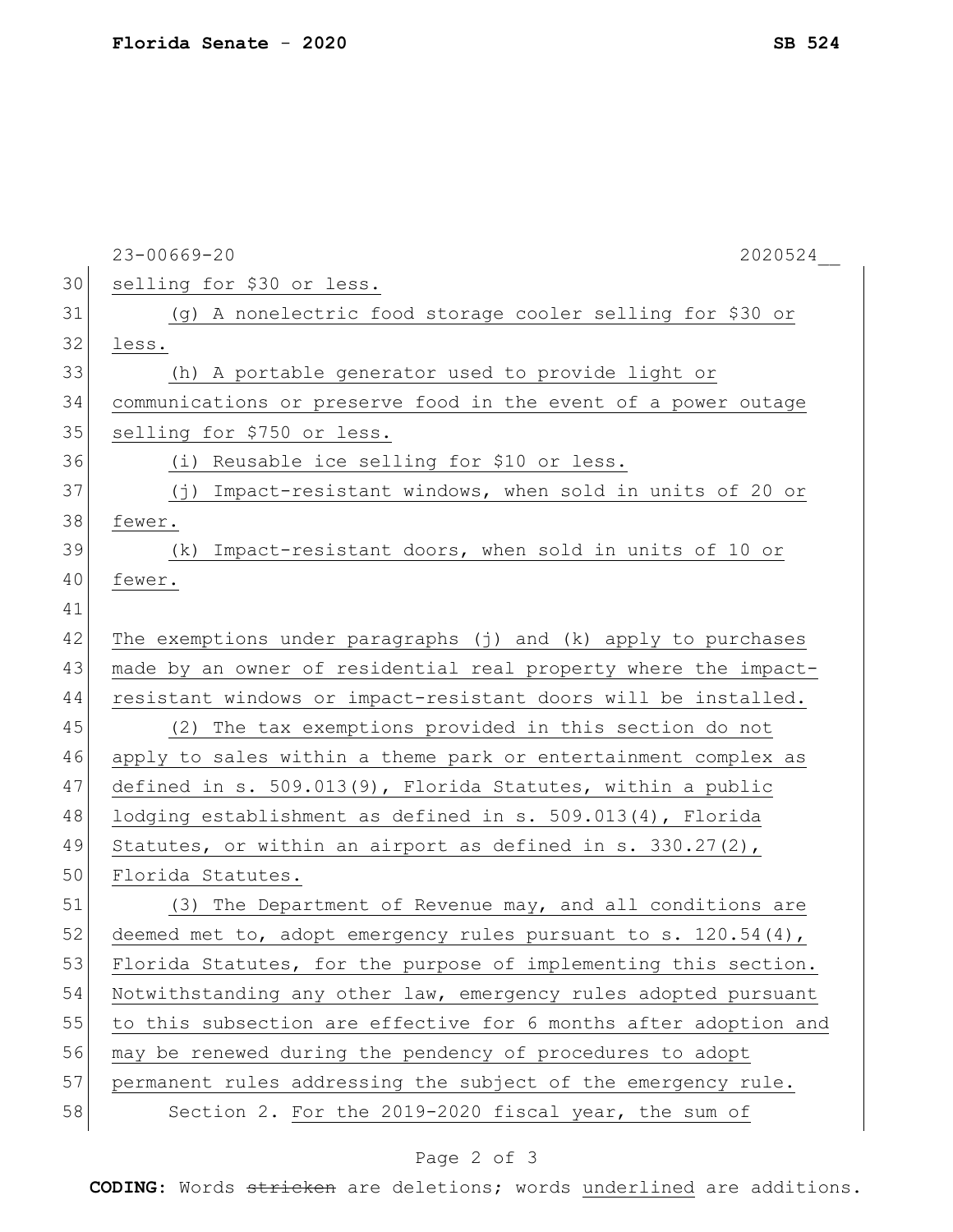selling for $30 or less.

(g) A nonelectric food storage cooler selling for $30 or less.

(h) A portable generator used to provide light or communications or preserve food in the event of a power outage selling for $750 or less.

(i) Reusable ice selling for $10 or less.

(j) Impact-resistant windows, when sold in units of 20 or fewer.

(k) Impact-resistant doors, when sold in units of 10 or fewer.

The exemptions under paragraphs (j) and (k) apply to purchases made by an owner of residential real property where the impact-resistant windows or impact-resistant doors will be installed.

(2) The tax exemptions provided in this section do not apply to sales within a theme park or entertainment complex as defined in s. 509.013(9), Florida Statutes, within a public lodging establishment as defined in s. 509.013(4), Florida Statutes, or within an airport as defined in s. 330.27(2), Florida Statutes.

(3) The Department of Revenue may, and all conditions are deemed met to, adopt emergency rules pursuant to s. 120.54(4), Florida Statutes, for the purpose of implementing this section. Notwithstanding any other law, emergency rules adopted pursuant to this subsection are effective for 6 months after adoption and may be renewed during the pendency of procedures to adopt permanent rules addressing the subject of the emergency rule.

Section 2. For the 2019-2020 fiscal year, the sum of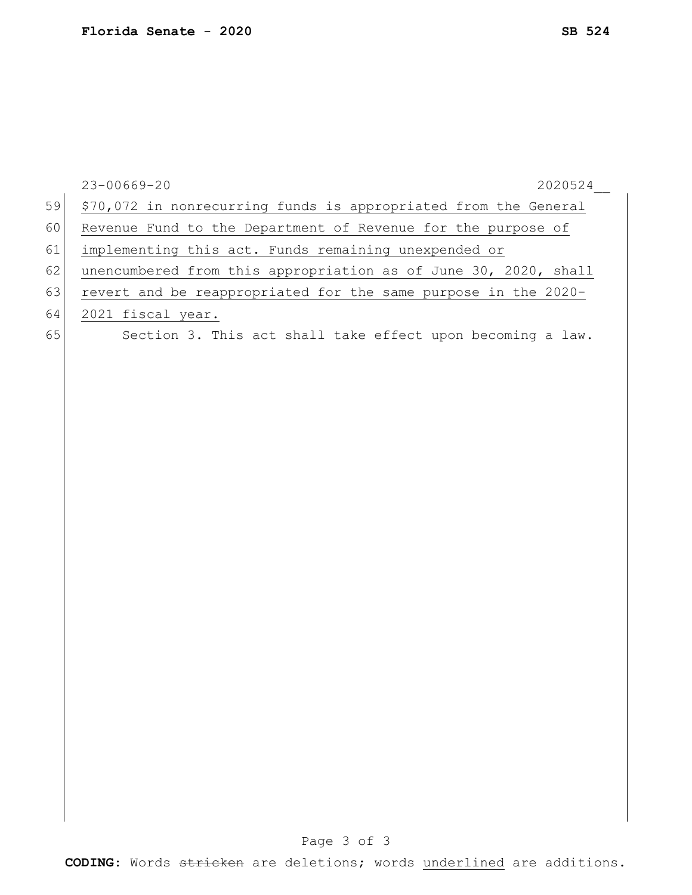$70,072 in nonrecurring funds is appropriated from the General Revenue Fund to the Department of Revenue for the purpose of implementing this act. Funds remaining unexpended or unencumbered from this appropriation as of June 30, 2020, shall revert and be reappropriated for the same purpose in the 2020-2021 fiscal year.

Section 3. This act shall take effect upon becoming a law.